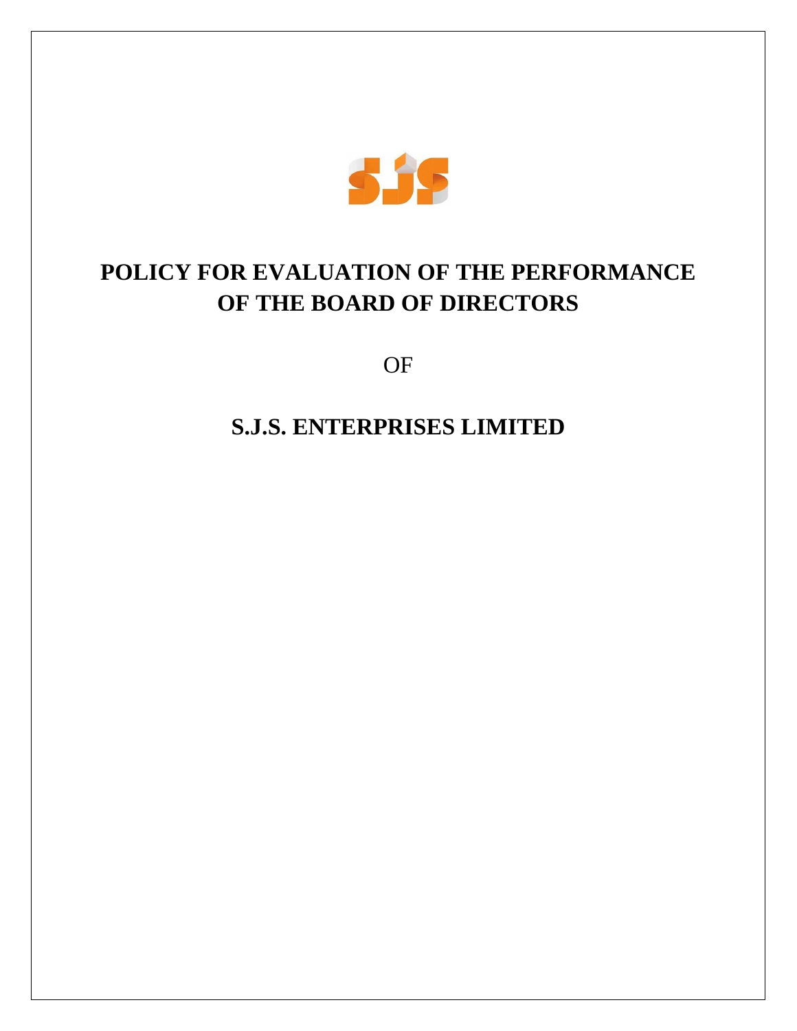# POLICY FOR EVALUATION OF THE PERFORMANCE OF THE BOARD OF DIRECTORS

OF

# S.J.S. ENTERPRISES LIMITED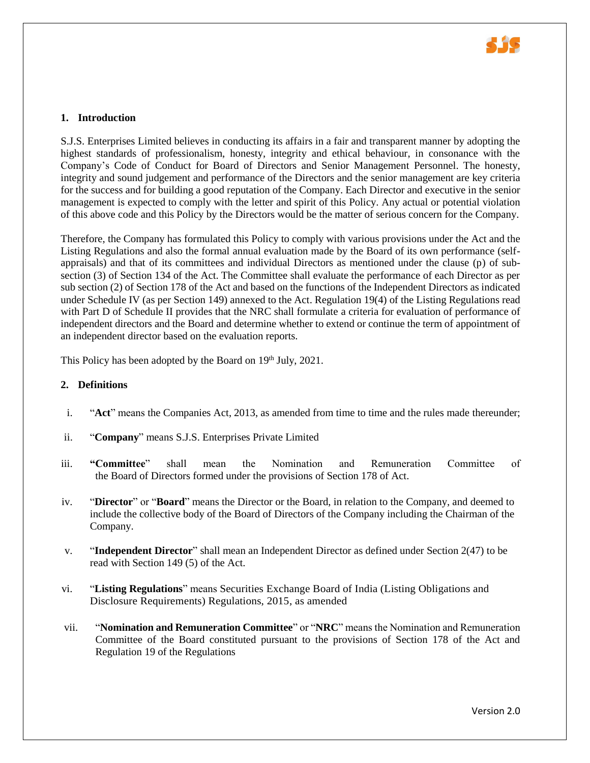## 1. Introduction

S.J.S. Enterprises Limited believes in conducting its affairs in a fair and transparent manner by adopting the highest standards of professionalism, honesty, integrity and ethical behaviour, in consonance with the Company's Code of Conduct for Board of Directors and Senior Management Personnel. The honesty, integrity and sound judgement and performance of the Directors and the senior management are key criteria for the success and for building a good reputation of the Company. Each Director and executive in the senior management is expected to comply with the letter and spirit of this Policy. Any actual or potential violation of this above code and this Policy by the Directors would be the matter of serious concern for the Company.

Therefore, the Company has formulated this Policy to comply with various provisions under the Act and the Listing Regulations and also the formal annual evaluation made by the Board of its own performance (self-appraisals) and that of its committees and individual Directors as mentioned under the clause (p) of sub-section (3) of Section 134 of the Act. The Committee shall evaluate the performance of each Director as per sub section (2) of Section 178 of the Act and based on the functions of the Independent Directors as indicated under Schedule IV (as per Section 149) annexed to the Act. Regulation 19(4) of the Listing Regulations read with Part D of Schedule II provides that the NRC shall formulate a criteria for evaluation of performance of independent directors and the Board and determine whether to extend or continue the term of appointment of an independent director based on the evaluation reports.

This Policy has been adopted by the Board on 19th July, 2021.

## 2. Definitions

i. "**Act**" means the Companies Act, 2013, as amended from time to time and the rules made thereunder;

ii. "**Company**" means S.J.S. Enterprises Private Limited

iii. "**Committee**" shall mean the Nomination and Remuneration Committee of the Board of Directors formed under the provisions of Section 178 of Act.

iv. "**Director**" or "**Board**" means the Director or the Board, in relation to the Company, and deemed to include the collective body of the Board of Directors of the Company including the Chairman of the Company.

v. "**Independent Director**" shall mean an Independent Director as defined under Section 2(47) to be read with Section 149 (5) of the Act.

vi. "**Listing Regulations**" means Securities Exchange Board of India (Listing Obligations and Disclosure Requirements) Regulations, 2015, as amended

vii. "**Nomination and Remuneration Committee**" or "**NRC**" means the Nomination and Remuneration Committee of the Board constituted pursuant to the provisions of Section 178 of the Act and Regulation 19 of the Regulations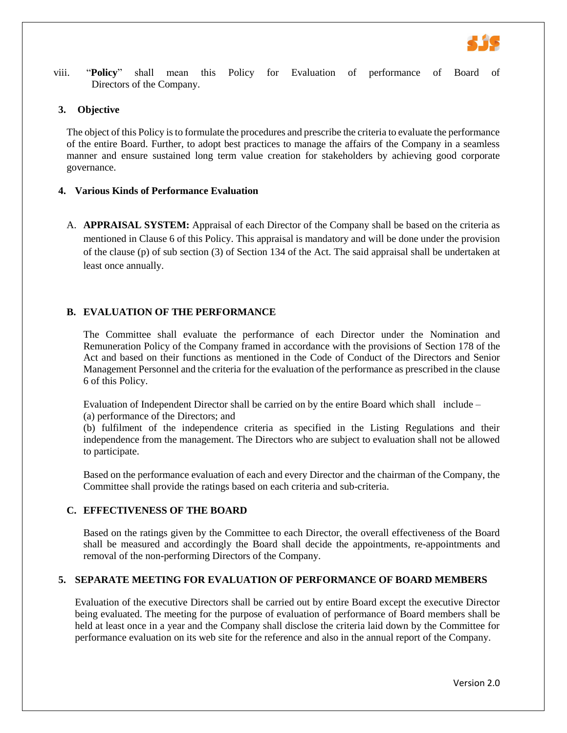viii. "**Policy**" shall mean this Policy for Evaluation of performance of Board of Directors of the Company.

## 3. Objective

The object of this Policy is to formulate the procedures and prescribe the criteria to evaluate the performance of the entire Board. Further, to adopt best practices to manage the affairs of the Company in a seamless manner and ensure sustained long term value creation for stakeholders by achieving good corporate governance.

## 4. Various Kinds of Performance Evaluation

A. **APPRAISAL SYSTEM:** Appraisal of each Director of the Company shall be based on the criteria as mentioned in Clause 6 of this Policy. This appraisal is mandatory and will be done under the provision of the clause (p) of sub section (3) of Section 134 of the Act. The said appraisal shall be undertaken at least once annually.

### B. EVALUATION OF THE PERFORMANCE

The Committee shall evaluate the performance of each Director under the Nomination and Remuneration Policy of the Company framed in accordance with the provisions of Section 178 of the Act and based on their functions as mentioned in the Code of Conduct of the Directors and Senior Management Personnel and the criteria for the evaluation of the performance as prescribed in the clause 6 of this Policy.

Evaluation of Independent Director shall be carried on by the entire Board which shall include –
(a) performance of the Directors; and
(b) fulfilment of the independence criteria as specified in the Listing Regulations and their independence from the management. The Directors who are subject to evaluation shall not be allowed to participate.

Based on the performance evaluation of each and every Director and the chairman of the Company, the Committee shall provide the ratings based on each criteria and sub-criteria.

### C. EFFECTIVENESS OF THE BOARD

Based on the ratings given by the Committee to each Director, the overall effectiveness of the Board shall be measured and accordingly the Board shall decide the appointments, re-appointments and removal of the non-performing Directors of the Company.

## 5. SEPARATE MEETING FOR EVALUATION OF PERFORMANCE OF BOARD MEMBERS

Evaluation of the executive Directors shall be carried out by entire Board except the executive Director being evaluated. The meeting for the purpose of evaluation of performance of Board members shall be held at least once in a year and the Company shall disclose the criteria laid down by the Committee for performance evaluation on its web site for the reference and also in the annual report of the Company.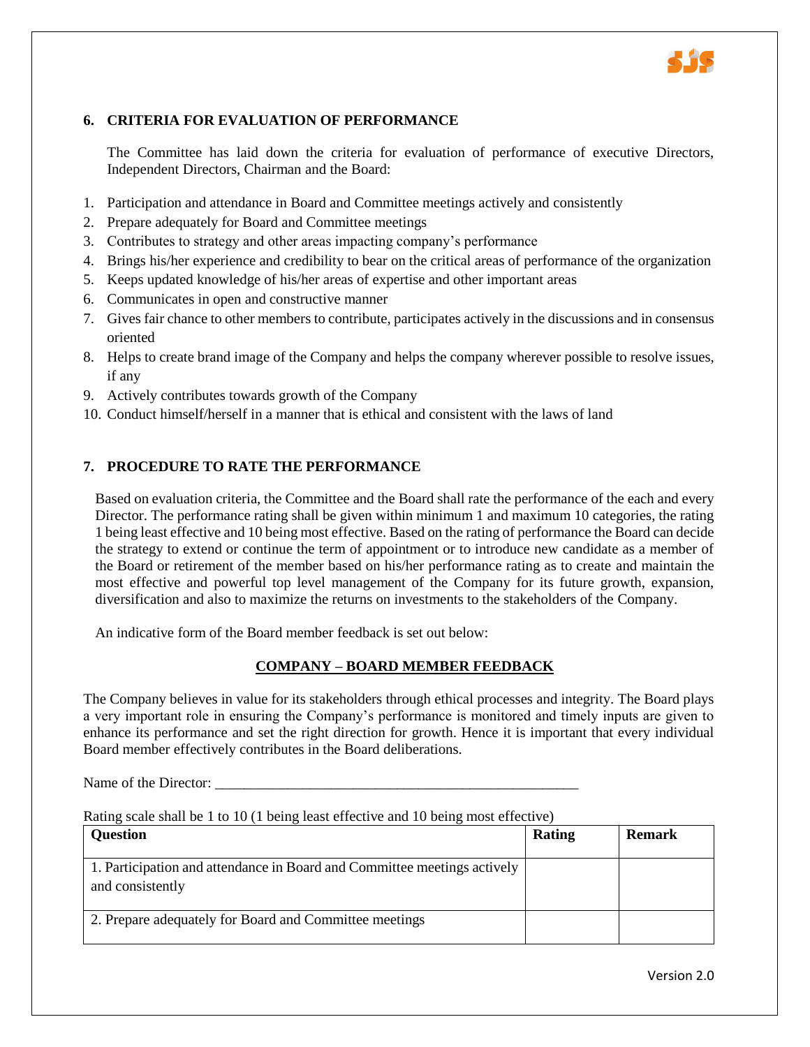## 6. CRITERIA FOR EVALUATION OF PERFORMANCE

The Committee has laid down the criteria for evaluation of performance of executive Directors, Independent Directors, Chairman and the Board:

1. Participation and attendance in Board and Committee meetings actively and consistently
2. Prepare adequately for Board and Committee meetings
3. Contributes to strategy and other areas impacting company's performance
4. Brings his/her experience and credibility to bear on the critical areas of performance of the organization
5. Keeps updated knowledge of his/her areas of expertise and other important areas
6. Communicates in open and constructive manner
7. Gives fair chance to other members to contribute, participates actively in the discussions and in consensus oriented
8. Helps to create brand image of the Company and helps the company wherever possible to resolve issues, if any
9. Actively contributes towards growth of the Company
10. Conduct himself/herself in a manner that is ethical and consistent with the laws of land

## 7. PROCEDURE TO RATE THE PERFORMANCE

Based on evaluation criteria, the Committee and the Board shall rate the performance of the each and every Director. The performance rating shall be given within minimum 1 and maximum 10 categories, the rating 1 being least effective and 10 being most effective. Based on the rating of performance the Board can decide the strategy to extend or continue the term of appointment or to introduce new candidate as a member of the Board or retirement of the member based on his/her performance rating as to create and maintain the most effective and powerful top level management of the Company for its future growth, expansion, diversification and also to maximize the returns on investments to the stakeholders of the Company.

An indicative form of the Board member feedback is set out below:

**COMPANY – BOARD MEMBER FEEDBACK**

The Company believes in value for its stakeholders through ethical processes and integrity. The Board plays a very important role in ensuring the Company's performance is monitored and timely inputs are given to enhance its performance and set the right direction for growth. Hence it is important that every individual Board member effectively contributes in the Board deliberations.

Name of the Director: ___________________________________________________

Rating scale shall be 1 to 10 (1 being least effective and 10 being most effective)

| Question | Rating | Remark |
|---|---|---|
| 1. Participation and attendance in Board and Committee meetings actively and consistently | | |
| 2. Prepare adequately for Board and Committee meetings | | |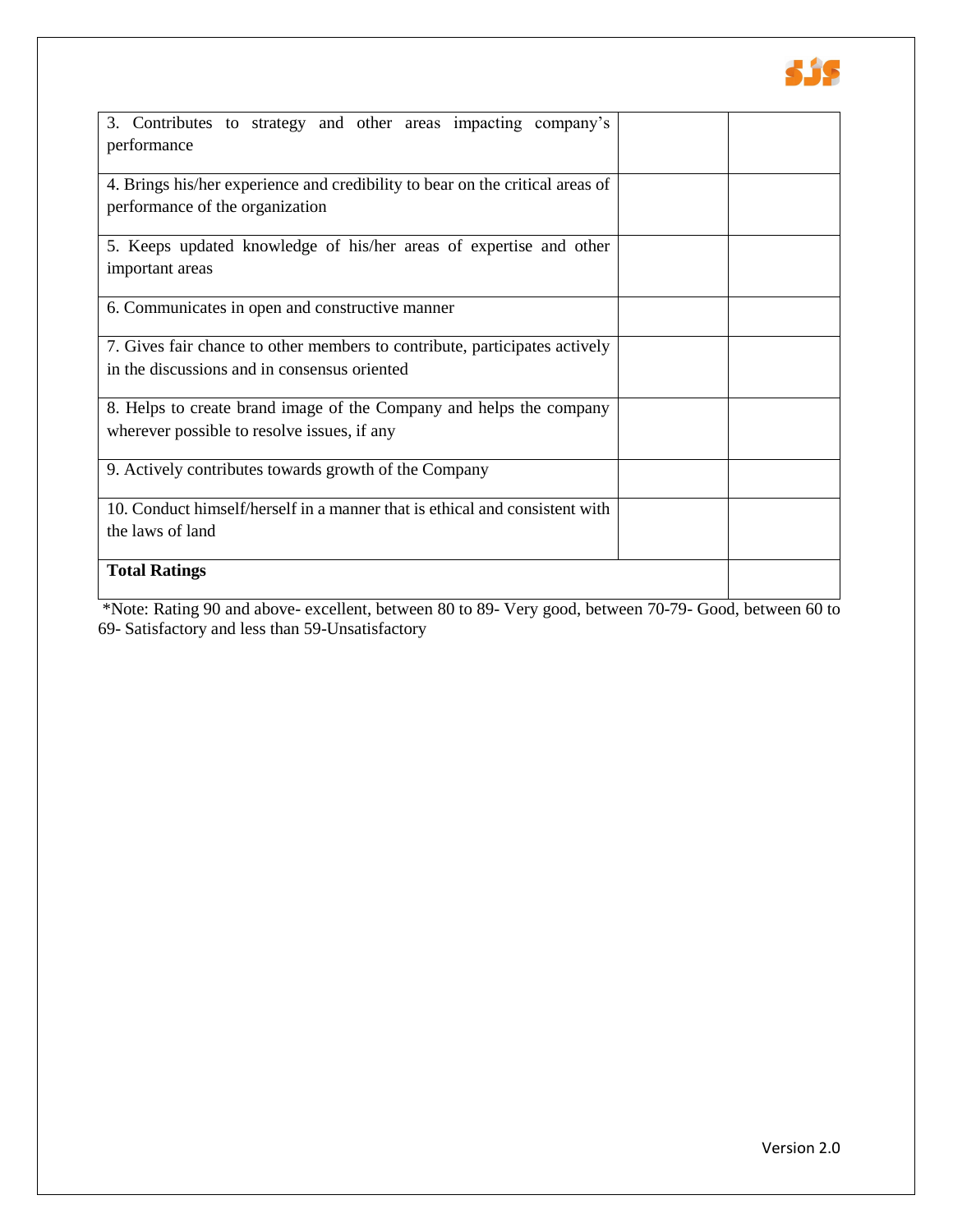| | | |
|---|---|---|
| 3. Contributes to strategy and other areas impacting company's performance | | |
| 4. Brings his/her experience and credibility to bear on the critical areas of performance of the organization | | |
| 5. Keeps updated knowledge of his/her areas of expertise and other important areas | | |
| 6. Communicates in open and constructive manner | | |
| 7. Gives fair chance to other members to contribute, participates actively in the discussions and in consensus oriented | | |
| 8. Helps to create brand image of the Company and helps the company wherever possible to resolve issues, if any | | |
| 9. Actively contributes towards growth of the Company | | |
| 10. Conduct himself/herself in a manner that is ethical and consistent with the laws of land | | |
| **Total Ratings** | | |

*Note: Rating 90 and above- excellent, between 80 to 89- Very good, between 70-79- Good, between 60 to 69- Satisfactory and less than 59-Unsatisfactory